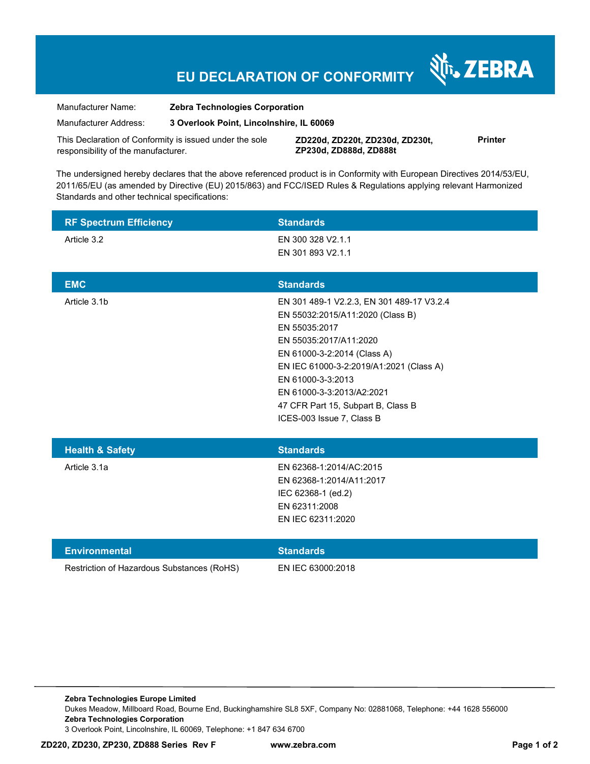# EU DECLARATION OF CONFORMITY

ZEBRA

| | | |
|---|---|---|
| Manufacturer Name: | **Zebra Technologies Corporation** | |
| Manufacturer Address: | **3 Overlook Point, Lincolnshire, IL 60069** | |
| This Declaration of Conformity is issued under the sole responsibility of the manufacturer. | **ZD220d, ZD220t, ZD230d, ZD230t, ZP230d, ZD888d, ZD888t** | **Printer** |

The undersigned hereby declares that the above referenced product is in Conformity with European Directives 2014/53/EU, 2011/65/EU (as amended by Directive (EU) 2015/863) and FCC/ISED Rules & Regulations applying relevant Harmonized Standards and other technical specifications:

| RF Spectrum Efficiency | Standards |
|---|---|
| Article 3.2 | EN 300 328 V2.1.1<br>EN 301 893 V2.1.1 |

| EMC | Standards |
|---|---|
| Article 3.1b | EN 301 489-1 V2.2.3, EN 301 489-17 V3.2.4<br>EN 55032:2015/A11:2020 (Class B)<br>EN 55035:2017<br>EN 55035:2017/A11:2020<br>EN 61000-3-2:2014 (Class A)<br>EN IEC 61000-3-2:2019/A1:2021 (Class A)<br>EN 61000-3-3:2013<br>EN 61000-3-3:2013/A2:2021<br>47 CFR Part 15, Subpart B, Class B<br>ICES-003 Issue 7, Class B |

| Health & Safety | Standards |
|---|---|
| Article 3.1a | EN 62368-1:2014/AC:2015<br>EN 62368-1:2014/A11:2017<br>IEC 62368-1 (ed.2)<br>EN 62311:2008<br>EN IEC 62311:2020 |

| Environmental | Standards |
|---|---|
| Restriction of Hazardous Substances (RoHS) | EN IEC 63000:2018 |

**Zebra Technologies Europe Limited**
Dukes Meadow, Millboard Road, Bourne End, Buckinghamshire SL8 5XF, Company No: 02881068, Telephone: +44 1628 556000
**Zebra Technologies Corporation**
3 Overlook Point, Lincolnshire, IL 60069, Telephone: +1 847 634 6700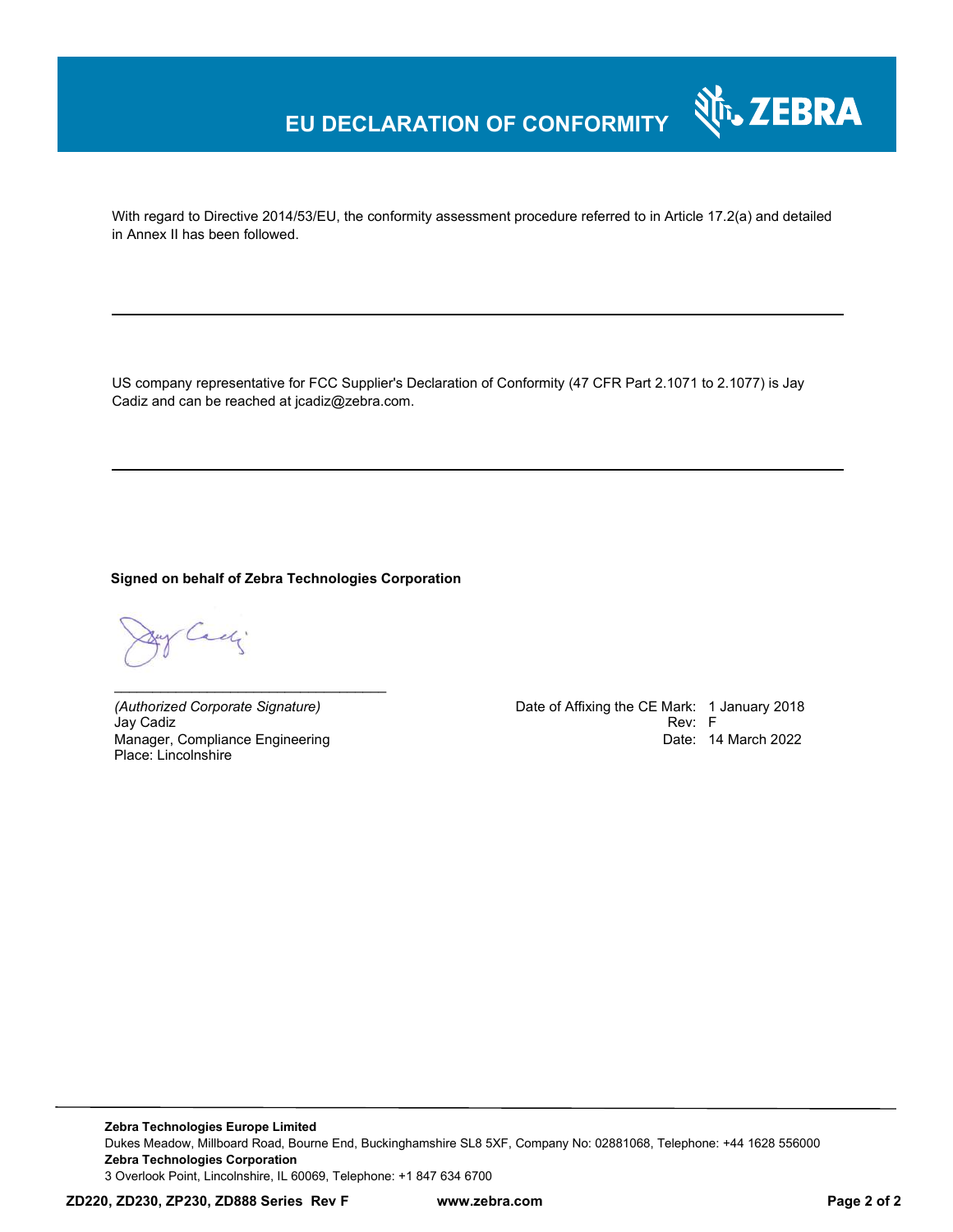# EU DECLARATION OF CONFORMITY

ZEBRA

With regard to Directive 2014/53/EU, the conformity assessment procedure referred to in Article 17.2(a) and detailed in Annex II has been followed.

---

US company representative for FCC Supplier's Declaration of Conformity (47 CFR Part 2.1071 to 2.1077) is Jay Cadiz and can be reached at jcadiz@zebra.com.

---

**Signed on behalf of Zebra Technologies Corporation**

\_\_\_\_\_\_\_\_\_\_\_\_\_\_\_\_\_\_\_\_\_\_\_\_\_\_\_\_\_\_\_\_\_\_

*(Authorized Corporate Signature)*
Jay Cadiz
Manager, Compliance Engineering
Place: Lincolnshire

Date of Affixing the CE Mark: 1 January 2018
Rev: F
Date: 14 March 2022

---

**Zebra Technologies Europe Limited**
Dukes Meadow, Millboard Road, Bourne End, Buckinghamshire SL8 5XF, Company No: 02881068, Telephone: +44 1628 556000
**Zebra Technologies Corporation**
3 Overlook Point, Lincolnshire, IL 60069, Telephone: +1 847 634 6700

**ZD220, ZD230, ZP230, ZD888 Series Rev F** **www.zebra.com**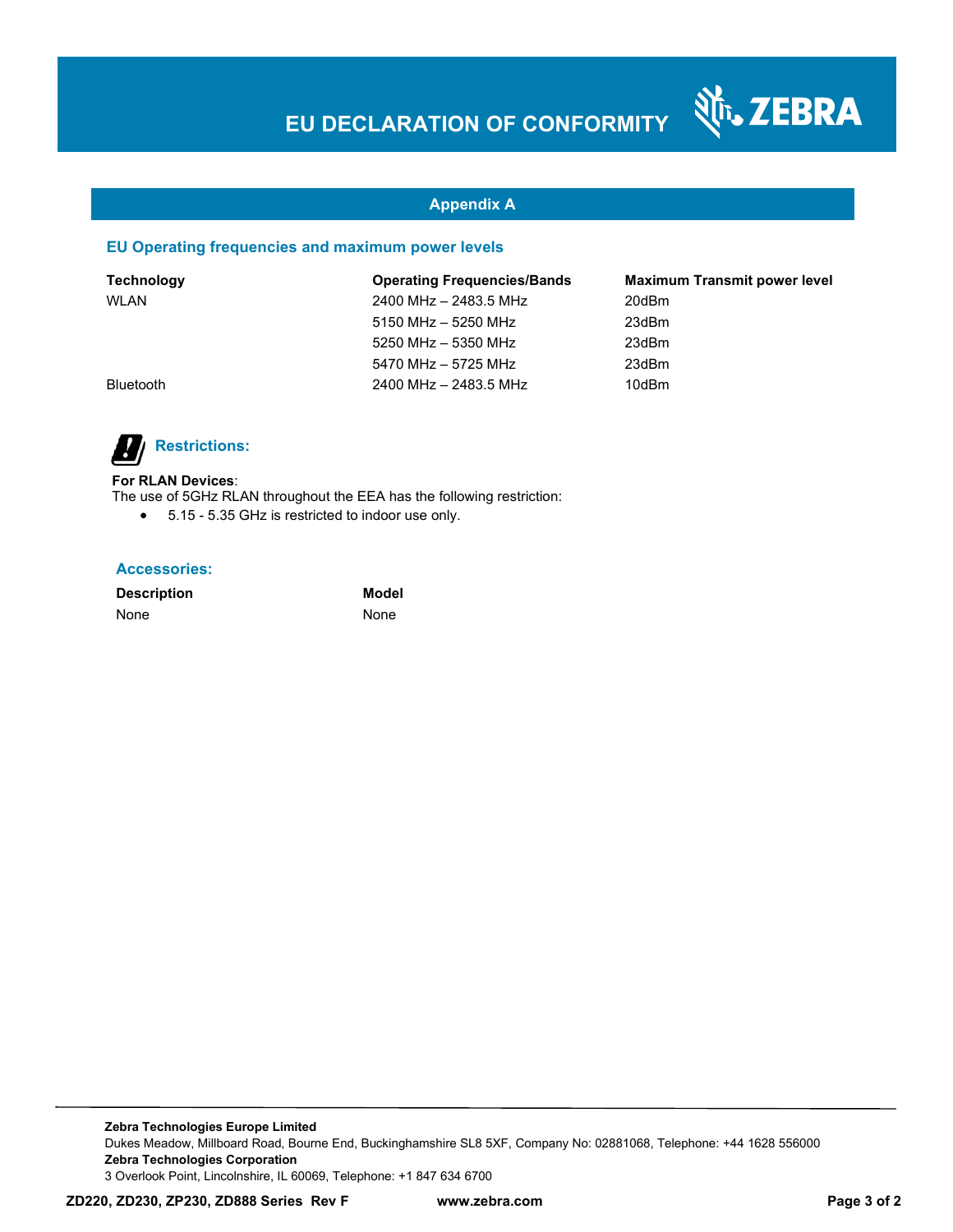# EU DECLARATION OF CONFORMITY

## Appendix A

### EU Operating frequencies and maximum power levels

| Technology | Operating Frequencies/Bands | Maximum Transmit power level |
|---|---|---|
| WLAN | 2400 MHz – 2483.5 MHz | 20dBm |
| | 5150 MHz – 5250 MHz | 23dBm |
| | 5250 MHz – 5350 MHz | 23dBm |
| | 5470 MHz – 5725 MHz | 23dBm |
| Bluetooth | 2400 MHz – 2483.5 MHz | 10dBm |

### Restrictions:

**For RLAN Devices**:
The use of 5GHz RLAN throughout the EEA has the following restriction:

- 5.15 - 5.35 GHz is restricted to indoor use only.

### Accessories:

| Description | Model |
|---|---|
| None | None |

**Zebra Technologies Europe Limited**
Dukes Meadow, Millboard Road, Bourne End, Buckinghamshire SL8 5XF, Company No: 02881068, Telephone: +44 1628 556000
**Zebra Technologies Corporation**
3 Overlook Point, Lincolnshire, IL 60069, Telephone: +1 847 634 6700